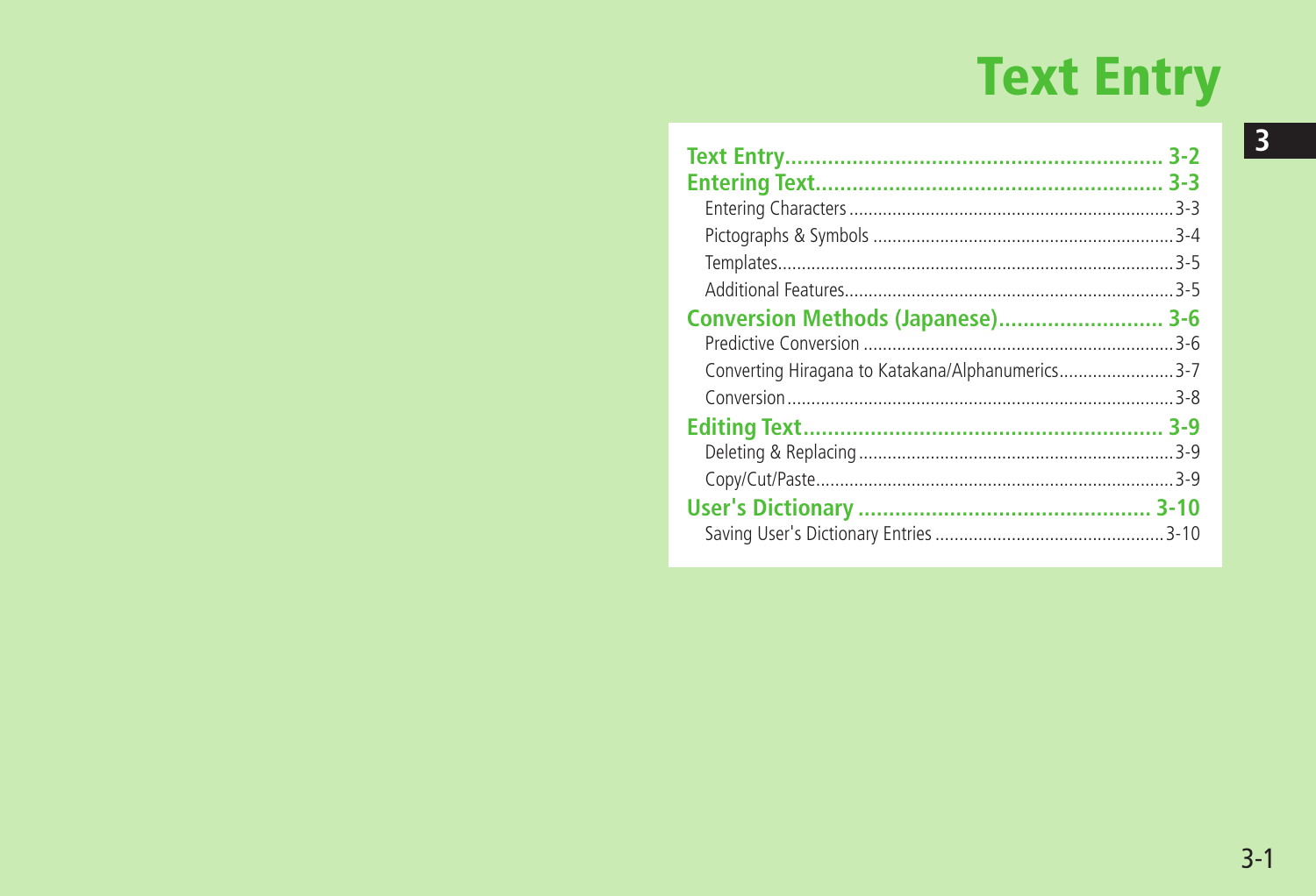# Text Entry

| | |
|---|---|
| **Text Entry** | **3-2** |
| **Entering Text** | **3-3** |
| Entering Characters | 3-3 |
| Pictographs & Symbols | 3-4 |
| Templates | 3-5 |
| Additional Features | 3-5 |
| **Conversion Methods (Japanese)** | **3-6** |
| Predictive Conversion | 3-6 |
| Converting Hiragana to Katakana/Alphanumerics | 3-7 |
| Conversion | 3-8 |
| **Editing Text** | **3-9** |
| Deleting & Replacing | 3-9 |
| Copy/Cut/Paste | 3-9 |
| **User's Dictionary** | **3-10** |
| Saving User's Dictionary Entries | 3-10 |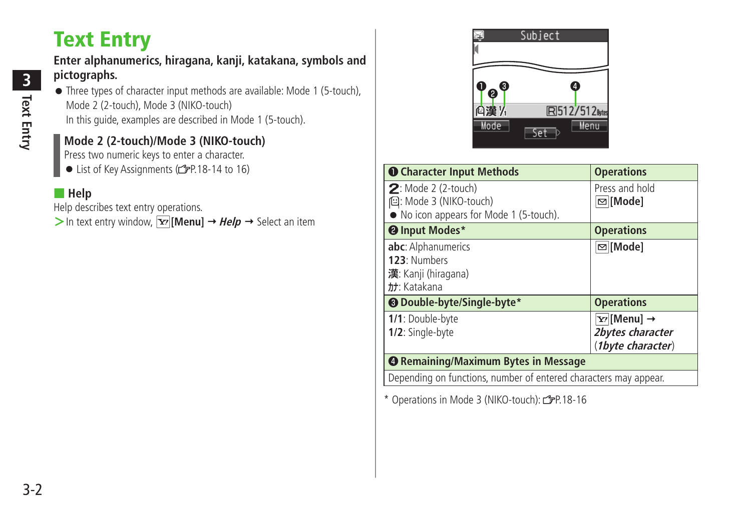# Text Entry

**Enter alphanumerics, hiragana, kanji, katakana, symbols and pictographs.**

- Three types of character input methods are available: Mode 1 (5-touch), Mode 2 (2-touch), Mode 3 (NIKO-touch)
  In this guide, examples are described in Mode 1 (5-touch).

## Mode 2 (2-touch)/Mode 3 (NIKO-touch)

Press two numeric keys to enter a character.

- List of Key Assignments (☞P.18-14 to 16)

## Help

Help describes text entry operations.

> In text entry window, [Menu] → ***Help*** → Select an item

| ❶ Character Input Methods | Operations |
|---|---|
| 2: Mode 2 (2-touch)<br>: Mode 3 (NIKO-touch)<br>● No icon appears for Mode 1 (5-touch). | Press and hold<br>**[Mode]** |
| **❷ Input Modes*** | **Operations** |
| **abc**: Alphanumerics<br>**123**: Numbers<br>**漢**: Kanji (hiragana)<br>**ｶﾅ**: Katakana | **[Mode]** |
| **❸ Double-byte/Single-byte*** | **Operations** |
| **1/1**: Double-byte<br>**1/2**: Single-byte | **[Menu]** →<br>***2bytes character***<br>(***1byte character***) |
| **❹ Remaining/Maximum Bytes in Message** | |
| Depending on functions, number of entered characters may appear. | |

\* Operations in Mode 3 (NIKO-touch): ☞P.18-16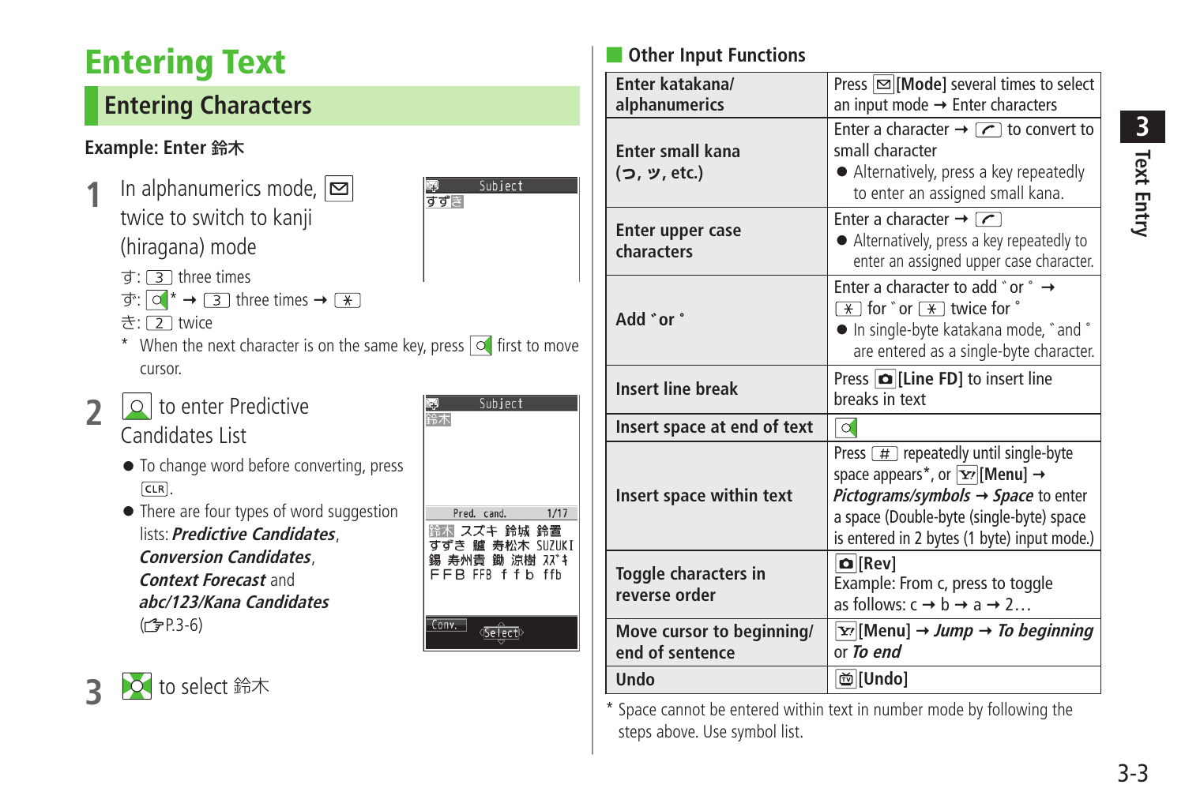# Entering Text

## Entering Characters

**Example: Enter 鈴木**

**1** In alphanumerics mode, [✉] twice to switch to kanji (hiragana) mode

す: [3] three times

ず: [○]* → [3] three times → [＊]

き: [2] twice

\* When the next character is on the same key, press [○] first to move cursor.

**2** [○] to enter Predictive Candidates List

- To change word before converting, press [CLR].
- There are four types of word suggestion lists: ***Predictive Candidates***, ***Conversion Candidates***, ***Context Forecast*** and ***abc/123/Kana Candidates*** (☞P.3-6)

**3** [○] to select 鈴木

### Other Input Functions

| | |
|---|---|
| **Enter katakana/ alphanumerics** | Press [✉][Mode] several times to select an input mode → Enter characters |
| **Enter small kana (っ, ッ, etc.)** | Enter a character → [⌒] to convert to small character<br>● Alternatively, press a key repeatedly to enter an assigned small kana. |
| **Enter upper case characters** | Enter a character → [⌒]<br>● Alternatively, press a key repeatedly to enter an assigned upper case character. |
| **Add ﾞ or ﾟ** | Enter a character to add ﾞ or ﾟ → [＊] for ﾞ or [＊] twice for ﾟ<br>● In single-byte katakana mode, ﾞ and ﾟ are entered as a single-byte character. |
| **Insert line break** | Press [📷][Line FD] to insert line breaks in text |
| **Insert space at end of text** | [○] |
| **Insert space within text** | Press [#] repeatedly until single-byte space appears*, or [Y!][Menu] → ***Pictograms/symbols*** → ***Space*** to enter a space (Double-byte (single-byte) space is entered in 2 bytes (1 byte) input mode.) |
| **Toggle characters in reverse order** | [📷][Rev]<br>Example: From c, press to toggle as follows: c → b → a → 2… |
| **Move cursor to beginning/ end of sentence** | [Y!][Menu] → ***Jump*** → ***To beginning*** or ***To end*** |
| **Undo** | [📺][Undo] |

\* Space cannot be entered within text in number mode by following the steps above. Use symbol list.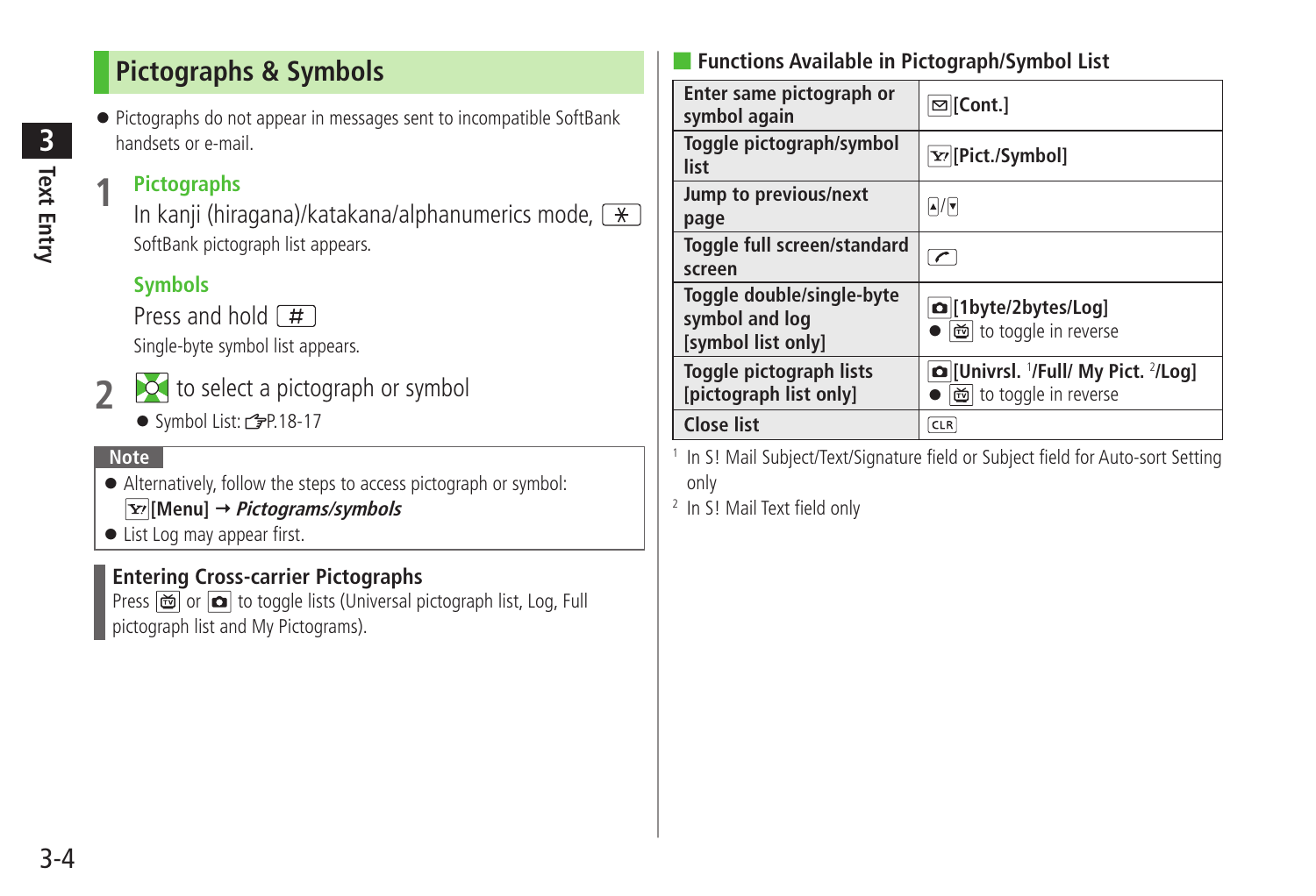## Pictographs & Symbols

- Pictographs do not appear in messages sent to incompatible SoftBank handsets or e-mail.

**1** **Pictographs**

In kanji (hiragana)/katakana/alphanumerics mode, *

SoftBank pictograph list appears.

**Symbols**

Press and hold #

Single-byte symbol list appears.

**2** to select a pictograph or symbol

- Symbol List: P.18-17

**Note**

- Alternatively, follow the steps to access pictograph or symbol: [Menu] → *Pictograms/symbols*
- List Log may appear first.

### Entering Cross-carrier Pictographs

Press or to toggle lists (Universal pictograph list, Log, Full pictograph list and My Pictograms).

### Functions Available in Pictograph/Symbol List

| | |
|---|---|
| Enter same pictograph or symbol again | [Cont.] |
| Toggle pictograph/symbol list | [Pict./Symbol] |
| Jump to previous/next page | / |
| Toggle full screen/standard screen | |
| Toggle double/single-byte symbol and log [symbol list only] | [1byte/2bytes/Log]<br>● to toggle in reverse |
| Toggle pictograph lists [pictograph list only] | [Univrsl. [1]/Full/ My Pict. [2]/Log]<br>● to toggle in reverse |
| Close list | CLR |

[1] In S! Mail Subject/Text/Signature field or Subject field for Auto-sort Setting only

[2] In S! Mail Text field only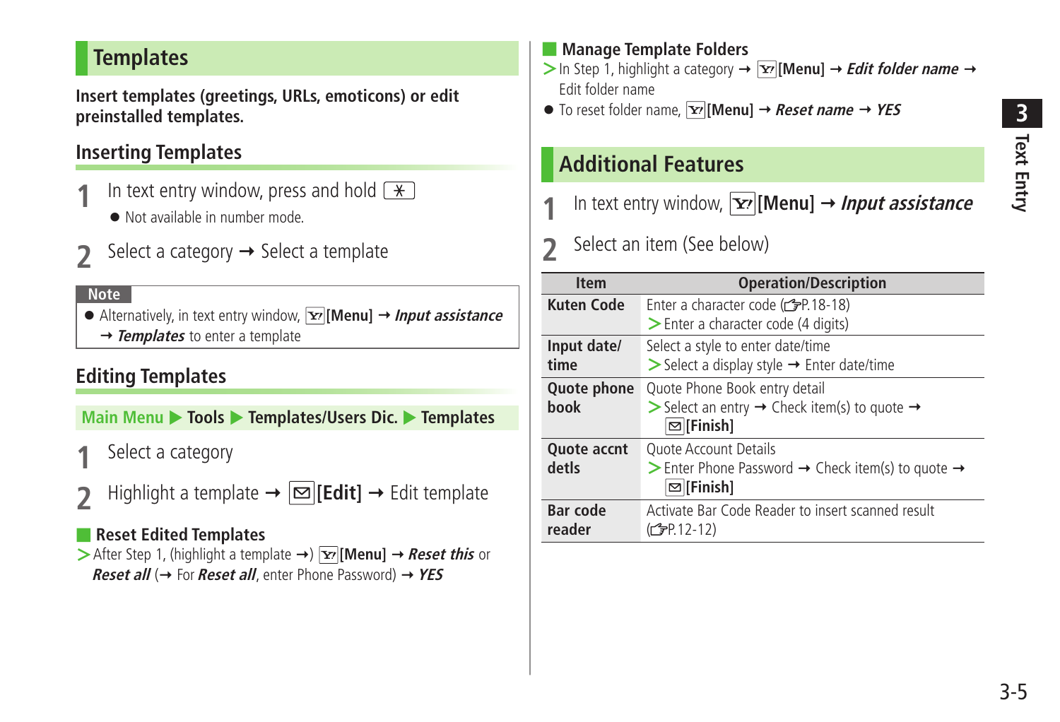## Templates

**Insert templates (greetings, URLs, emoticons) or edit preinstalled templates.**

### Inserting Templates

**1** In text entry window, press and hold [*]

- Not available in number mode.

**2** Select a category → Select a template

**Note**

- Alternatively, in text entry window, [Y!][Menu] → ***Input assistance*** → ***Templates*** to enter a template

### Editing Templates

**Main Menu ▶ Tools ▶ Templates/Users Dic. ▶ Templates**

**1** Select a category

**2** Highlight a template → [✉][Edit] → Edit template

#### Reset Edited Templates

> After Step 1, (highlight a template →) [Y!][Menu] → ***Reset this*** or ***Reset all*** (→ For ***Reset all***, enter Phone Password) → ***YES***

#### Manage Template Folders

> In Step 1, highlight a category → [Y!][Menu] → ***Edit folder name*** → Edit folder name

- To reset folder name, [Y!][Menu] → ***Reset name*** → ***YES***

## Additional Features

**1** In text entry window, [Y!][Menu] → ***Input assistance***

**2** Select an item (See below)

| Item | Operation/Description |
|---|---|
| **Kuten Code** | Enter a character code (☞P.18-18)<br>> Enter a character code (4 digits) |
| **Input date/time** | Select a style to enter date/time<br>> Select a display style → Enter date/time |
| **Quote phone book** | Quote Phone Book entry detail<br>> Select an entry → Check item(s) to quote → [✉][Finish] |
| **Quote accnt detls** | Quote Account Details<br>> Enter Phone Password → Check item(s) to quote → [✉][Finish] |
| **Bar code reader** | Activate Bar Code Reader to insert scanned result (☞P.12-12) |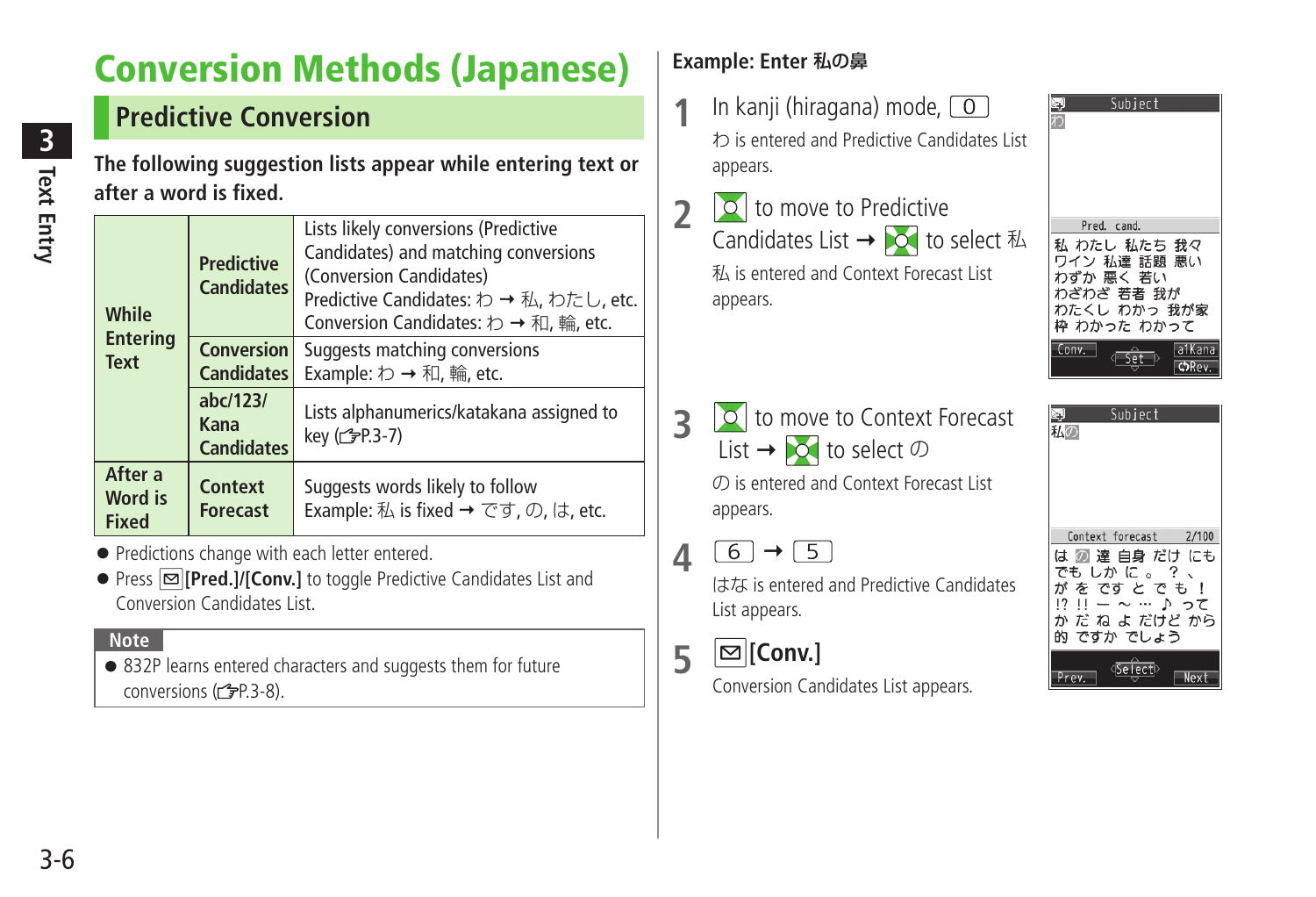# Conversion Methods (Japanese)

## Predictive Conversion

**The following suggestion lists appear while entering text or after a word is fixed.**

| | | |
|---|---|---|
| **While Entering Text** | **Predictive Candidates** | Lists likely conversions (Predictive Candidates) and matching conversions (Conversion Candidates)<br>Predictive Candidates: わ → 私, わたし, etc.<br>Conversion Candidates: わ → 和, 輪, etc. |
| | **Conversion Candidates** | Suggests matching conversions<br>Example: わ → 和, 輪, etc. |
| | **abc/123/ Kana Candidates** | Lists alphanumerics/katakana assigned to key (☞P.3-7) |
| **After a Word is Fixed** | **Context Forecast** | Suggests words likely to follow<br>Example: 私 is fixed → です, の, は, etc. |

- Predictions change with each letter entered.
- Press ✉**[Pred.]/[Conv.]** to toggle Predictive Candidates List and Conversion Candidates List.

**Note**

- 832P learns entered characters and suggests them for future conversions (☞P.3-8).

**Example: Enter 私の鼻**

**1** In kanji (hiragana) mode, 0

わ is entered and Predictive Candidates List appears.

**2** ◎ to move to Predictive Candidates List → ◎ to select 私

私 is entered and Context Forecast List appears.

**3** ◎ to move to Context Forecast List → ◎ to select の

の is entered and Context Forecast List appears.

**4** 6 → 5

はな is entered and Predictive Candidates List appears.

**5** ✉**[Conv.]**

Conversion Candidates List appears.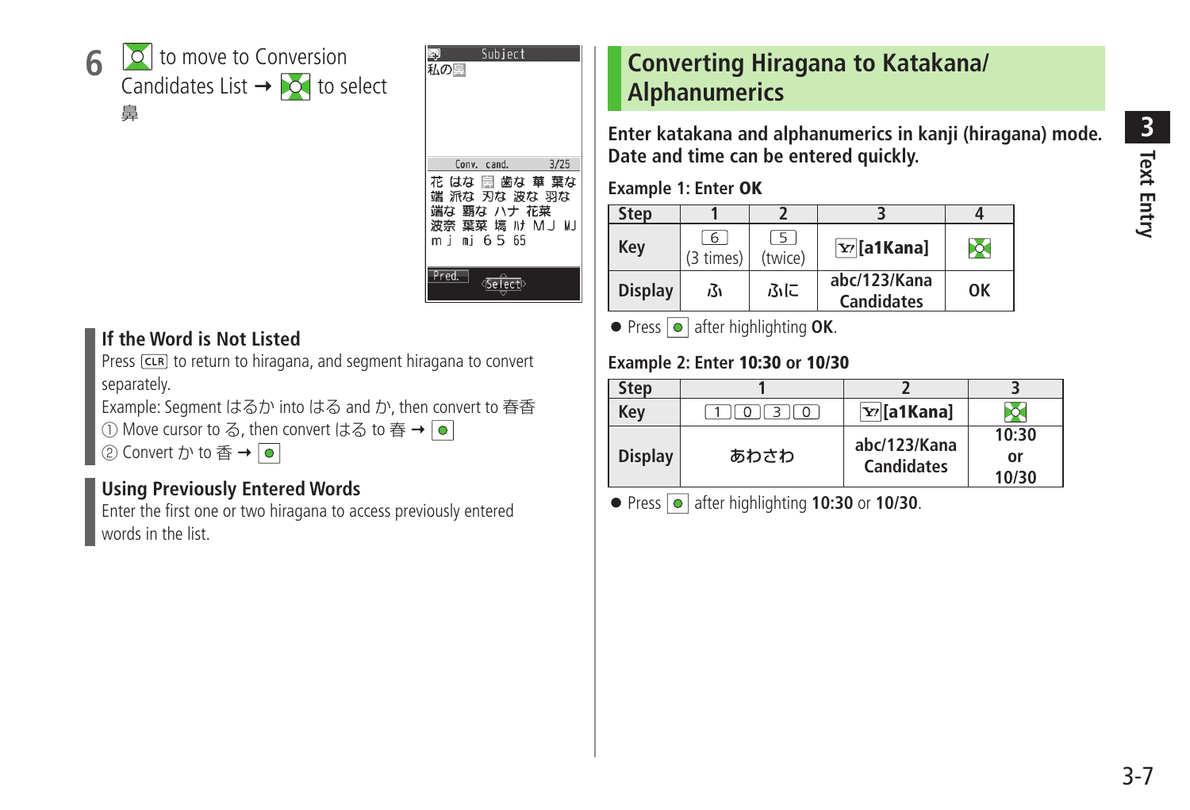6 ◙ to move to Conversion Candidates List → ◙ to select 鼻

Subject
私の鼻

Conv. cand. 3/25
花 はな 鼻 歯な 華 葉な
端 派な 刃な 波な 羽な
端な 覇な ハナ 花菜
波奈 葉菜 塙 ﾊﾅ ＭＪ MJ
ｍｊ mj ６５ 65

Pred. Select

### If the Word is Not Listed

Press CLR to return to hiragana, and segment hiragana to convert separately.

Example: Segment はるか into はる and か, then convert to 春香

① Move cursor to る, then convert はる to 春 → ●

② Convert か to 香 → ●

### Using Previously Entered Words

Enter the first one or two hiragana to access previously entered words in the list.

## Converting Hiragana to Katakana/Alphanumerics

**Enter katakana and alphanumerics in kanji (hiragana) mode. Date and time can be entered quickly.**

**Example 1: Enter OK**

| Step | 1 | 2 | 3 | 4 |
|---|---|---|---|---|
| Key | 6 (3 times) | 5 (twice) | Y! [a1Kana] | ◙ |
| Display | ふ | ふに | abc/123/Kana Candidates | OK |

- Press ● after highlighting **OK**.

**Example 2: Enter 10:30 or 10/30**

| Step | 1 | 2 | 3 |
|---|---|---|---|
| Key | 1 0 3 0 | Y! [a1Kana] | ◙ |
| Display | あわさわ | abc/123/Kana Candidates | 10:30 or 10/30 |

- Press ● after highlighting **10:30** or **10/30**.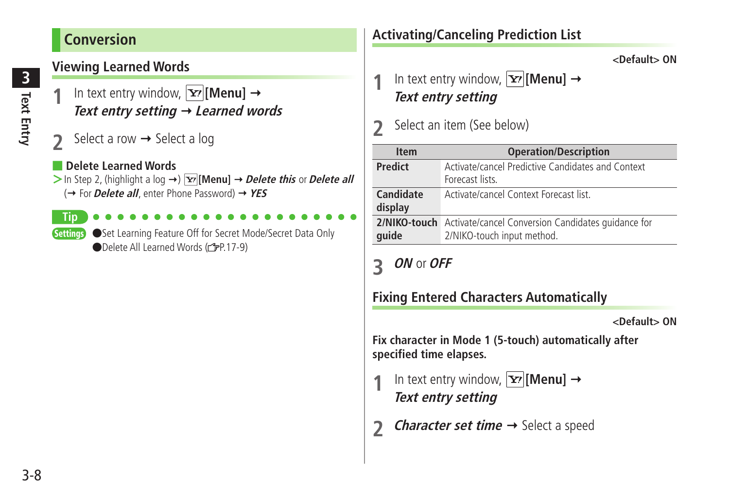## Conversion

### Viewing Learned Words

1 In text entry window, [Y!][Menu] → ***Text entry setting*** → ***Learned words***

2 Select a row → Select a log

#### Delete Learned Words

> In Step 2, (highlight a log →) [Y!][Menu] → ***Delete this*** or ***Delete all*** (→ For ***Delete all***, enter Phone Password) → ***YES***

**Tip**

**Settings**
- Set Learning Feature Off for Secret Mode/Secret Data Only
- Delete All Learned Words (☞P.17-9)

### Activating/Canceling Prediction List

**<Default> ON**

1 In text entry window, [Y!][Menu] → ***Text entry setting***

2 Select an item (See below)

| Item | Operation/Description |
|---|---|
| **Predict** | Activate/cancel Predictive Candidates and Context Forecast lists. |
| **Candidate display** | Activate/cancel Context Forecast list. |
| **2/NIKO-touch guide** | Activate/cancel Conversion Candidates guidance for 2/NIKO-touch input method. |

3 ***ON*** or ***OFF***

### Fixing Entered Characters Automatically

**<Default> ON**

**Fix character in Mode 1 (5-touch) automatically after specified time elapses.**

1 In text entry window, [Y!][Menu] → ***Text entry setting***

2 ***Character set time*** → Select a speed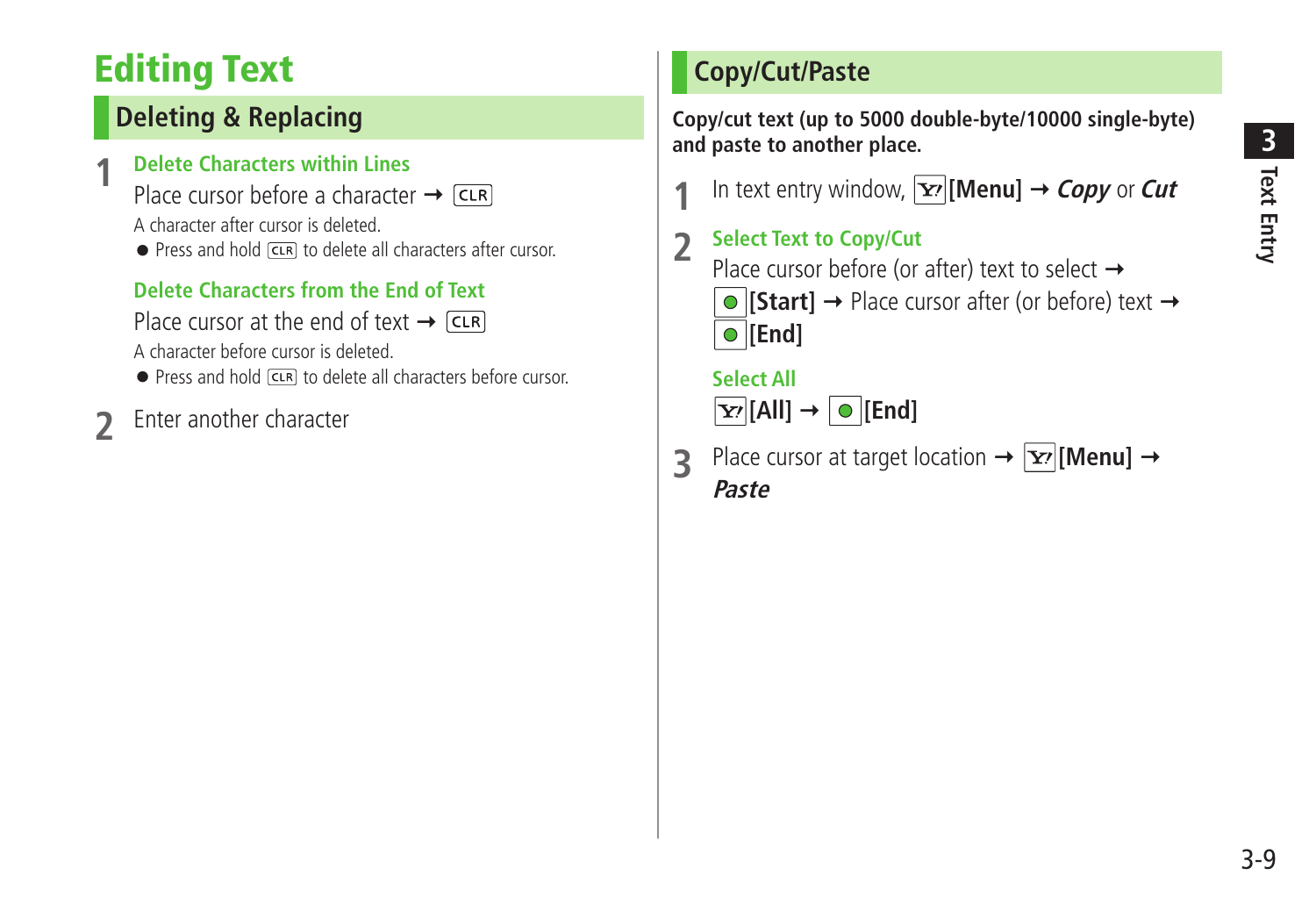# Editing Text

## Deleting & Replacing

**1** **Delete Characters within Lines**

Place cursor before a character → CLR

A character after cursor is deleted.

- Press and hold CLR to delete all characters after cursor.

**Delete Characters from the End of Text**

Place cursor at the end of text → CLR

A character before cursor is deleted.

- Press and hold CLR to delete all characters before cursor.

**2** Enter another character

## Copy/Cut/Paste

**Copy/cut text (up to 5000 double-byte/10000 single-byte) and paste to another place.**

**1** In text entry window, Y! **[Menu]** → ***Copy*** or ***Cut***

**2** **Select Text to Copy/Cut**

Place cursor before (or after) text to select → ● **[Start]** → Place cursor after (or before) text → ● **[End]**

**Select All**

Y! **[All]** → ● **[End]**

**3** Place cursor at target location → Y! **[Menu]** → ***Paste***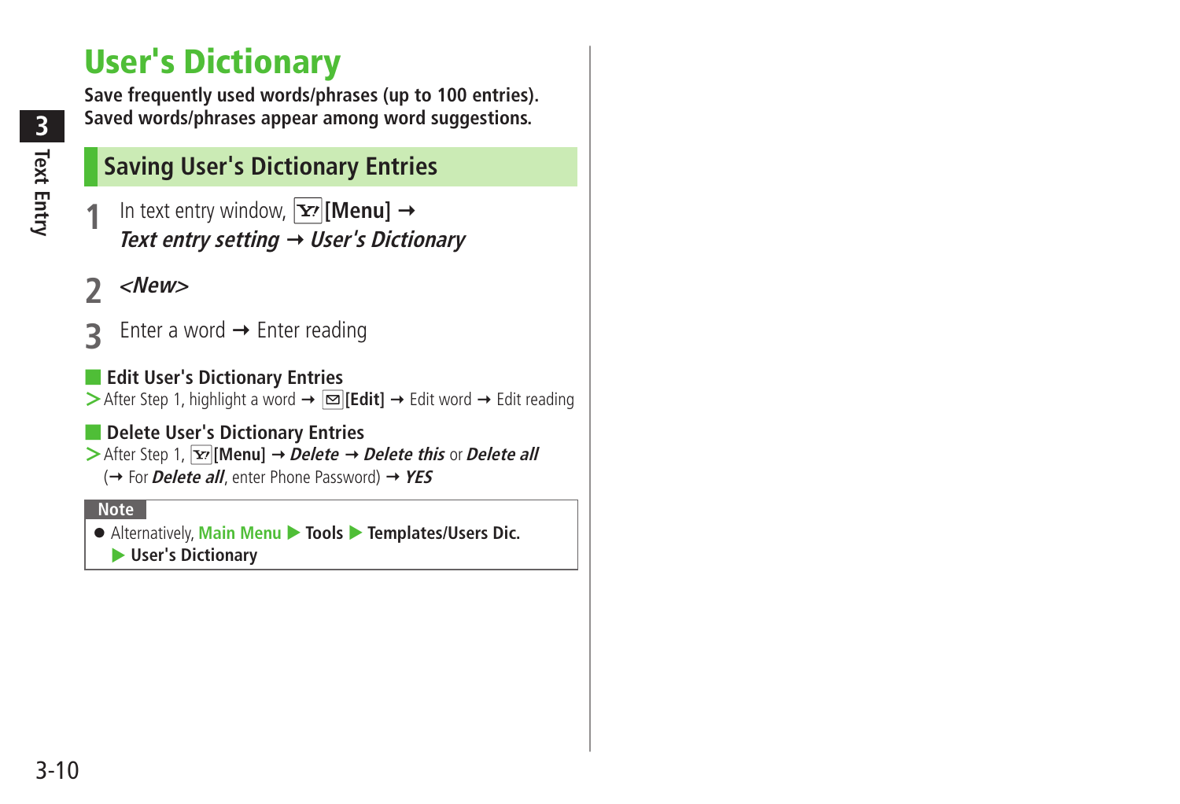# User's Dictionary

**Save frequently used words/phrases (up to 100 entries). Saved words/phrases appear among word suggestions.**

## Saving User's Dictionary Entries

1. In text entry window, [Y!] **[Menu]** → ***Text entry setting*** → ***User's Dictionary***

2. ***<New>***

3. Enter a word → Enter reading

### Edit User's Dictionary Entries

> After Step 1, highlight a word → [✉] **[Edit]** → Edit word → Edit reading

### Delete User's Dictionary Entries

> After Step 1, [Y!] **[Menu]** → ***Delete*** → ***Delete this*** or ***Delete all*** (→ For ***Delete all***, enter Phone Password) → ***YES***

**Note**

- Alternatively, **Main Menu** ▶ **Tools** ▶ **Templates/Users Dic.** ▶ **User's Dictionary**